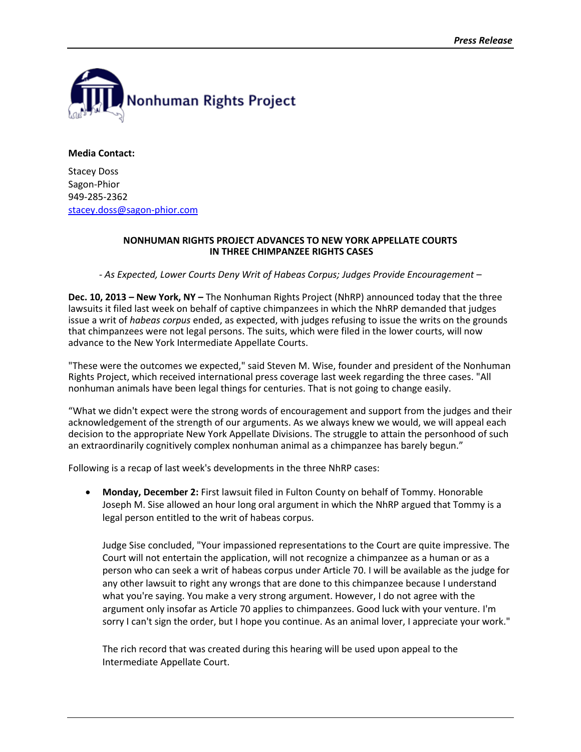Nonhuman Rights Project

**Media Contact:**

Stacey Doss
Sagon-Phior
949-285-2362
[stacey.doss@sagon-phior.com](mailto:stacey.doss@sagon-phior.com)

**NONHUMAN RIGHTS PROJECT ADVANCES TO NEW YORK APPELLATE COURTS IN THREE CHIMPANZEE RIGHTS CASES**

*- As Expected, Lower Courts Deny Writ of Habeas Corpus; Judges Provide Encouragement –*

**Dec. 10, 2013 – New York, NY –** The Nonhuman Rights Project (NhRP) announced today that the three lawsuits it filed last week on behalf of captive chimpanzees in which the NhRP demanded that judges issue a writ of *habeas corpus* ended, as expected, with judges refusing to issue the writs on the grounds that chimpanzees were not legal persons. The suits, which were filed in the lower courts, will now advance to the New York Intermediate Appellate Courts.

"These were the outcomes we expected," said Steven M. Wise, founder and president of the Nonhuman Rights Project, which received international press coverage last week regarding the three cases. "All nonhuman animals have been legal things for centuries. That is not going to change easily.

“What we didn't expect were the strong words of encouragement and support from the judges and their acknowledgement of the strength of our arguments. As we always knew we would, we will appeal each decision to the appropriate New York Appellate Divisions. The struggle to attain the personhood of such an extraordinarily cognitively complex nonhuman animal as a chimpanzee has barely begun.”

Following is a recap of last week's developments in the three NhRP cases:

- **Monday, December 2:** First lawsuit filed in Fulton County on behalf of Tommy. Honorable Joseph M. Sise allowed an hour long oral argument in which the NhRP argued that Tommy is a legal person entitled to the writ of habeas corpus.

  Judge Sise concluded, "Your impassioned representations to the Court are quite impressive. The Court will not entertain the application, will not recognize a chimpanzee as a human or as a person who can seek a writ of habeas corpus under Article 70. I will be available as the judge for any other lawsuit to right any wrongs that are done to this chimpanzee because I understand what you're saying. You make a very strong argument. However, I do not agree with the argument only insofar as Article 70 applies to chimpanzees. Good luck with your venture. I'm sorry I can't sign the order, but I hope you continue. As an animal lover, I appreciate your work."

  The rich record that was created during this hearing will be used upon appeal to the Intermediate Appellate Court.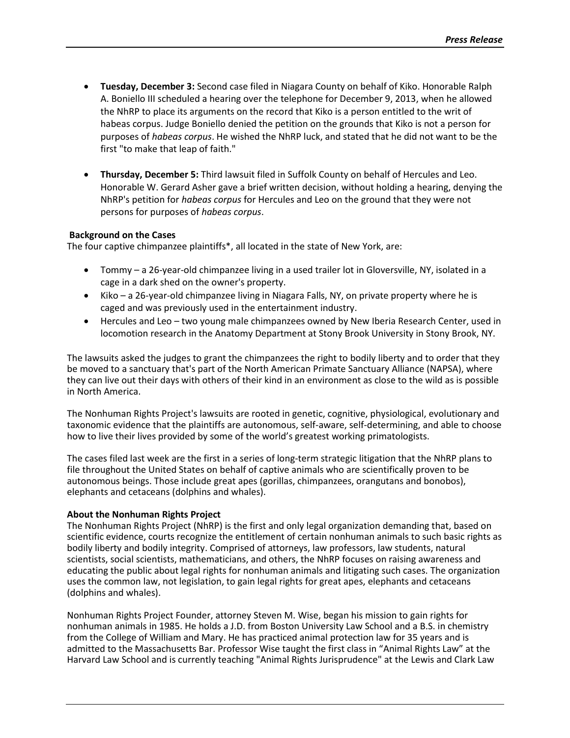- **Tuesday, December 3:** Second case filed in Niagara County on behalf of Kiko. Honorable Ralph A. Boniello III scheduled a hearing over the telephone for December 9, 2013, when he allowed the NhRP to place its arguments on the record that Kiko is a person entitled to the writ of habeas corpus. Judge Boniello denied the petition on the grounds that Kiko is not a person for purposes of *habeas corpus*. He wished the NhRP luck, and stated that he did not want to be the first "to make that leap of faith."

- **Thursday, December 5:** Third lawsuit filed in Suffolk County on behalf of Hercules and Leo. Honorable W. Gerard Asher gave a brief written decision, without holding a hearing, denying the NhRP's petition for *habeas corpus* for Hercules and Leo on the ground that they were not persons for purposes of *habeas corpus*.

**Background on the Cases**

The four captive chimpanzee plaintiffs*, all located in the state of New York, are:

- Tommy – a 26-year-old chimpanzee living in a used trailer lot in Gloversville, NY, isolated in a cage in a dark shed on the owner's property.
- Kiko – a 26-year-old chimpanzee living in Niagara Falls, NY, on private property where he is caged and was previously used in the entertainment industry.
- Hercules and Leo – two young male chimpanzees owned by New Iberia Research Center, used in locomotion research in the Anatomy Department at Stony Brook University in Stony Brook, NY.

The lawsuits asked the judges to grant the chimpanzees the right to bodily liberty and to order that they be moved to a sanctuary that's part of the North American Primate Sanctuary Alliance (NAPSA), where they can live out their days with others of their kind in an environment as close to the wild as is possible in North America.

The Nonhuman Rights Project's lawsuits are rooted in genetic, cognitive, physiological, evolutionary and taxonomic evidence that the plaintiffs are autonomous, self-aware, self-determining, and able to choose how to live their lives provided by some of the world's greatest working primatologists.

The cases filed last week are the first in a series of long-term strategic litigation that the NhRP plans to file throughout the United States on behalf of captive animals who are scientifically proven to be autonomous beings. Those include great apes (gorillas, chimpanzees, orangutans and bonobos), elephants and cetaceans (dolphins and whales).

**About the Nonhuman Rights Project**

The Nonhuman Rights Project (NhRP) is the first and only legal organization demanding that, based on scientific evidence, courts recognize the entitlement of certain nonhuman animals to such basic rights as bodily liberty and bodily integrity. Comprised of attorneys, law professors, law students, natural scientists, social scientists, mathematicians, and others, the NhRP focuses on raising awareness and educating the public about legal rights for nonhuman animals and litigating such cases. The organization uses the common law, not legislation, to gain legal rights for great apes, elephants and cetaceans (dolphins and whales).

Nonhuman Rights Project Founder, attorney Steven M. Wise, began his mission to gain rights for nonhuman animals in 1985. He holds a J.D. from Boston University Law School and a B.S. in chemistry from the College of William and Mary. He has practiced animal protection law for 35 years and is admitted to the Massachusetts Bar. Professor Wise taught the first class in "Animal Rights Law" at the Harvard Law School and is currently teaching "Animal Rights Jurisprudence" at the Lewis and Clark Law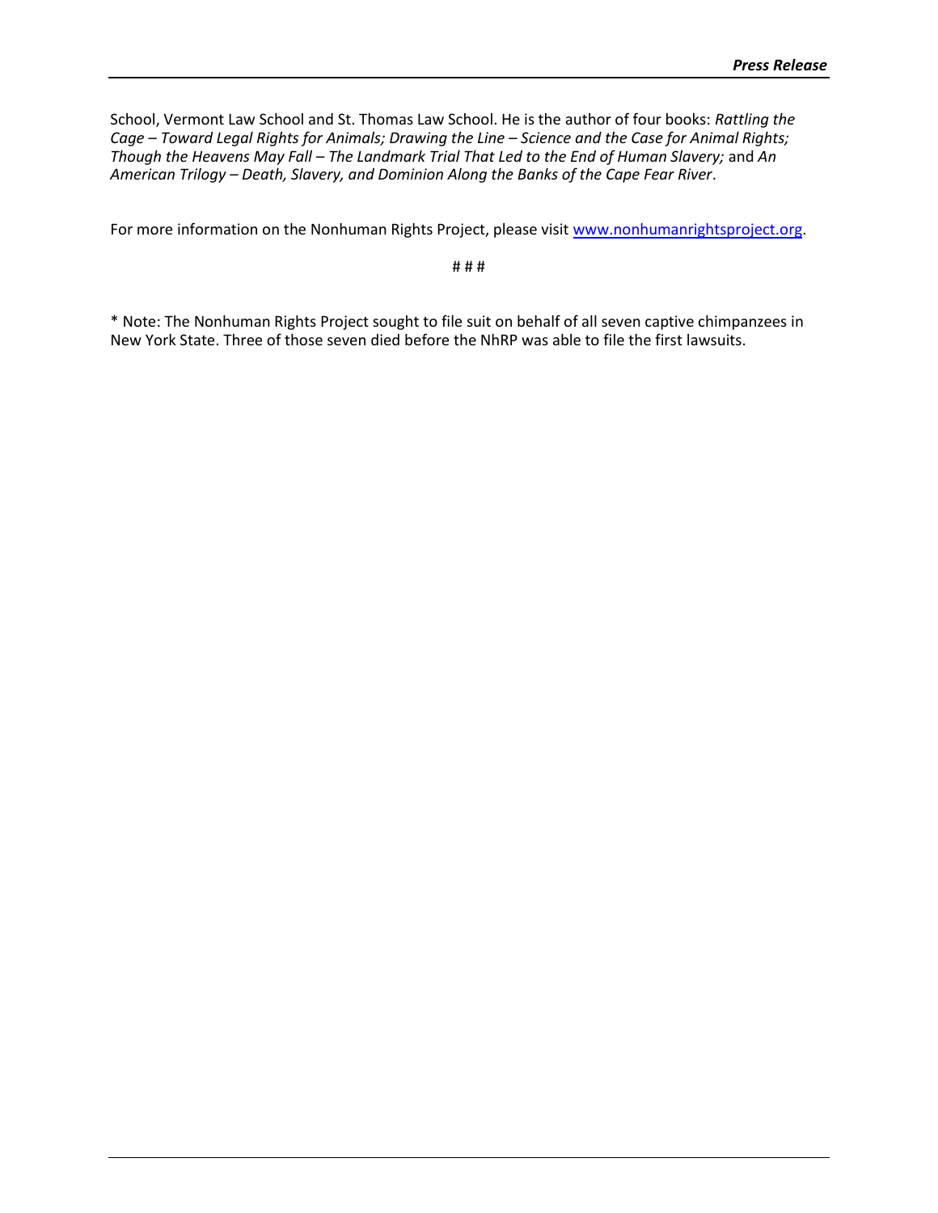School, Vermont Law School and St. Thomas Law School. He is the author of four books: *Rattling the Cage – Toward Legal Rights for Animals; Drawing the Line – Science and the Case for Animal Rights; Though the Heavens May Fall – The Landmark Trial That Led to the End of Human Slavery;* and *An American Trilogy – Death, Slavery, and Dominion Along the Banks of the Cape Fear River*.

For more information on the Nonhuman Rights Project, please visit [www.nonhumanrightsproject.org](www.nonhumanrightsproject.org).

# # #

* Note: The Nonhuman Rights Project sought to file suit on behalf of all seven captive chimpanzees in New York State. Three of those seven died before the NhRP was able to file the first lawsuits.